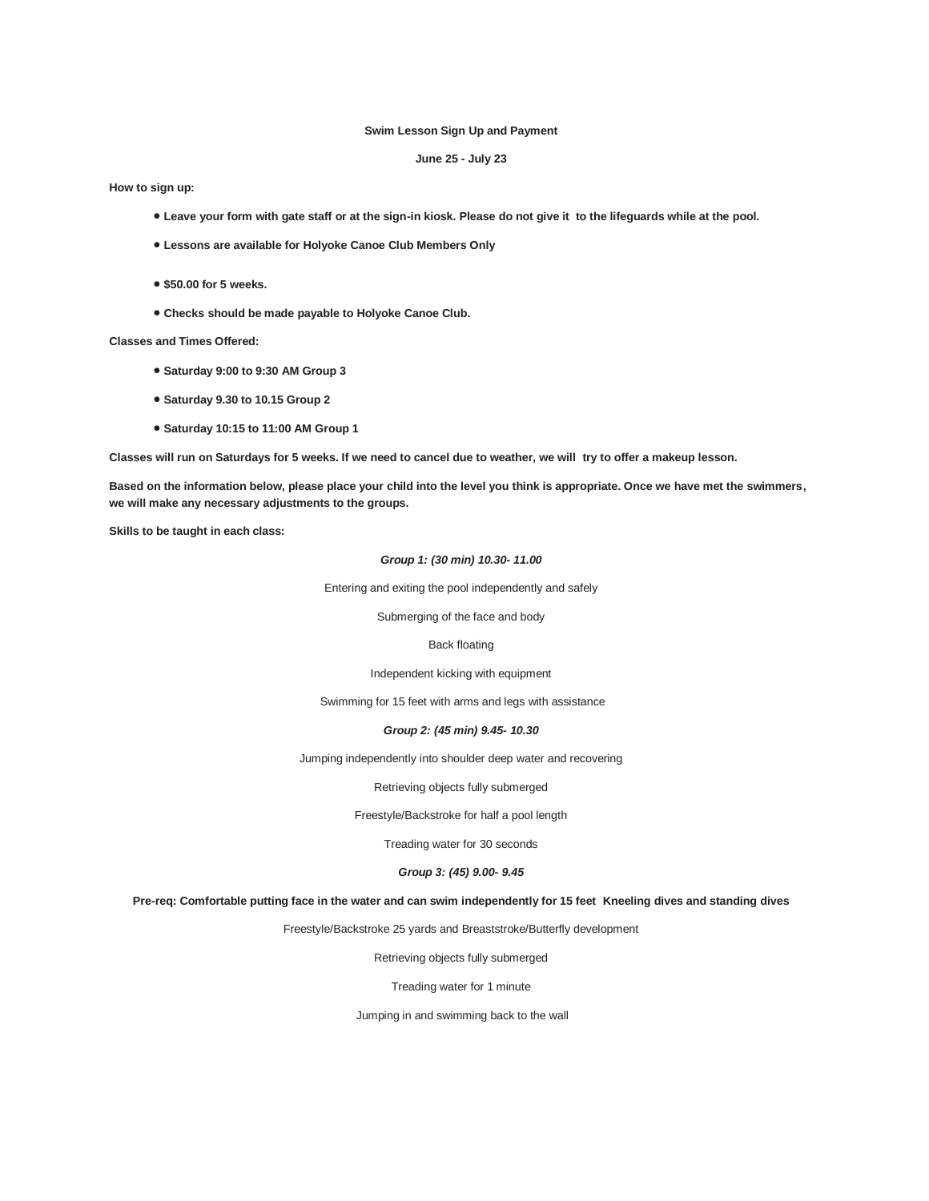**Swim Lesson Sign Up and Payment**

**June 25 - July 23**

**How to sign up:**

- **Leave your form with gate staff or at the sign-in kiosk. Please do not give it to the lifeguards while at the pool.**
- **Lessons are available for Holyoke Canoe Club Members Only**
- **$50.00 for 5 weeks.**
- **Checks should be made payable to Holyoke Canoe Club.**

**Classes and Times Offered:**

- **Saturday 9:00 to 9:30 AM Group 3**
- **Saturday 9.30 to 10.15 Group 2**
- **Saturday 10:15 to 11:00 AM Group 1**

**Classes will run on Saturdays for 5 weeks. If we need to cancel due to weather, we will try to offer a makeup lesson.**

**Based on the information below, please place your child into the level you think is appropriate. Once we have met the swimmers, we will make any necessary adjustments to the groups.**

**Skills to be taught in each class:**

***Group 1: (30 min) 10.30- 11.00***

Entering and exiting the pool independently and safely

Submerging of the face and body

Back floating

Independent kicking with equipment

Swimming for 15 feet with arms and legs with assistance

***Group 2: (45 min) 9.45- 10.30***

Jumping independently into shoulder deep water and recovering

Retrieving objects fully submerged

Freestyle/Backstroke for half a pool length

Treading water for 30 seconds

***Group 3: (45) 9.00- 9.45***

**Pre-req: Comfortable putting face in the water and can swim independently for 15 feet Kneeling dives and standing dives**

Freestyle/Backstroke 25 yards and Breaststroke/Butterfly development

Retrieving objects fully submerged

Treading water for 1 minute

Jumping in and swimming back to the wall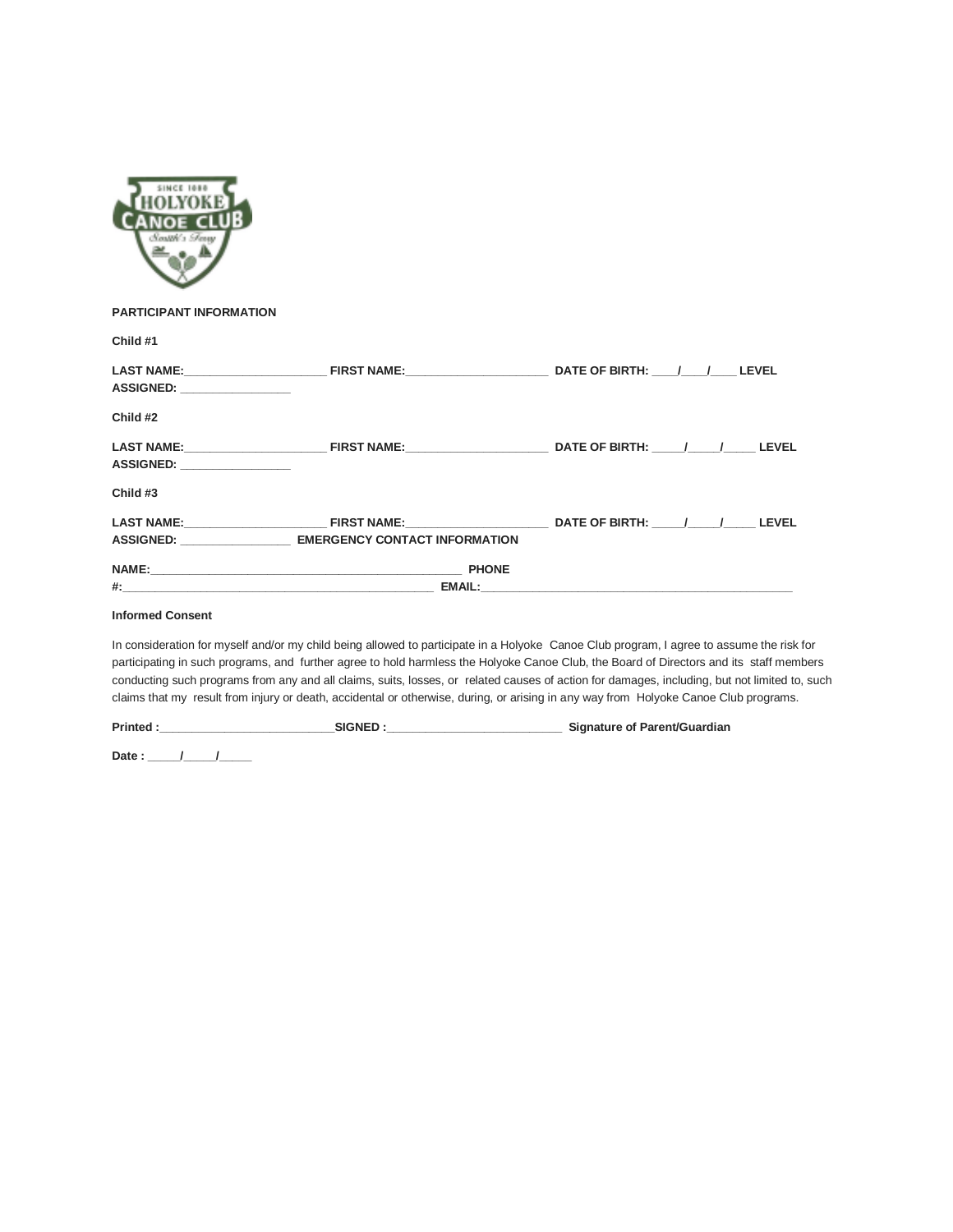**PARTICIPANT INFORMATION**

**Child #1**

**LAST NAME:**_____________________ **FIRST NAME:**_____________________ **DATE OF BIRTH:** ____/____/____ **LEVEL ASSIGNED:** ________________

**Child #2**

**LAST NAME:**_____________________ **FIRST NAME:**_____________________ **DATE OF BIRTH:** _____/_____/_____ **LEVEL ASSIGNED:** ________________

**Child #3**

**LAST NAME:**_____________________ **FIRST NAME:**_____________________ **DATE OF BIRTH:** _____/_____/_____ **LEVEL ASSIGNED:** ________________ **EMERGENCY CONTACT INFORMATION**

**NAME:**_______________________________________________ **PHONE #:**_______________________________________________ **EMAIL:**_______________________________________________

**Informed Consent**

In consideration for myself and/or my child being allowed to participate in a Holyoke Canoe Club program, I agree to assume the risk for participating in such programs, and further agree to hold harmless the Holyoke Canoe Club, the Board of Directors and its staff members conducting such programs from any and all claims, suits, losses, or related causes of action for damages, including, but not limited to, such claims that my result from injury or death, accidental or otherwise, during, or arising in any way from Holyoke Canoe Club programs.

**Printed :**__________________________**SIGNED :**__________________________ **Signature of Parent/Guardian**

**Date :** _____/_____/_____